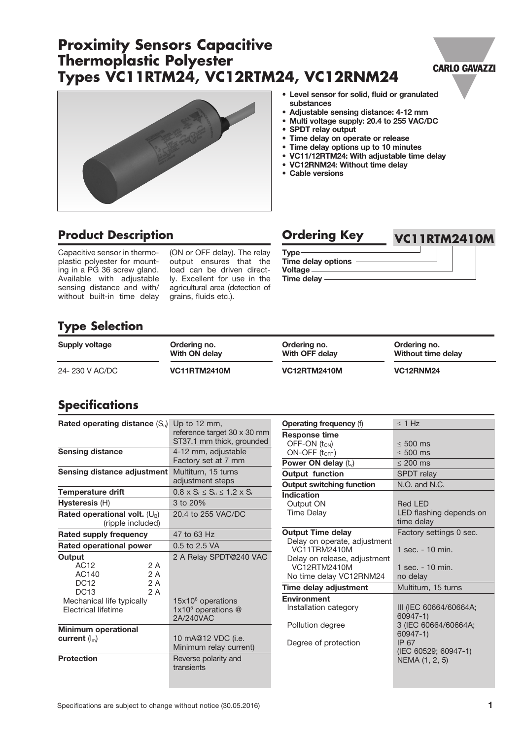# Proximity Sensors Capacitive Thermoplastic Polyester Types VC11RTM24, VC12RTM24, VC12RNM24

- **Level sensor for solid, fluid or granulated substances**
- **Adjustable sensing distance: 4-12 mm**
- **Multi voltage supply: 20.4 to 255 VAC/DC**
- **SPDT relay output**
- **Time delay on operate or release**
- **Time delay options up to 10 minutes**
- **VC11/12RTM24: With adjustable time delay**
- **VC12RNM24: Without time delay**
- **Cable versions**

## Product Description

Capacitive sensor in thermoplastic polyester for mounting in a PG 36 screw gland. Available with adjustable sensing distance and with/ without built-in time delay (ON or OFF delay). The relay output ensures that the load can be driven directly. Excellent for use in the agricultural area (detection of grains, fluids etc.).

## Ordering Key

**VC11RTM2410M**

- **Type**
- **Time delay options**
- **Voltage**
- **Time delay**

## Type Selection

| Supply voltage | Ordering no. With ON delay | Ordering no. With OFF delay | Ordering no. Without time delay |
|---|---|---|---|
| 24- 230 V AC/DC | **VC11RTM2410M** | **VC12RTM2410M** | **VC12RNM24** |

## Specifications

| | |
|---|---|
| **Rated operating distance** ($S_n$) | Up to 12 mm, reference target 30 x 30 mm ST37.1 mm thick, grounded |
| **Sensing distance** | 4-12 mm, adjustable Factory set at 7 mm |
| **Sensing distance adjustment** | Multiturn, 15 turns adjustment steps |
| **Temperature drift** | $0.8 \times S_r \leq S_u \leq 1.2 \times S_r$ |
| **Hysteresis** (H) | 3 to 20% |
| **Rated operational volt.** ($U_B$) (ripple included) | 20.4 to 255 VAC/DC |
| **Rated supply frequency** | 47 to 63 Hz |
| **Rated operational power** | 0.5 to 2.5 VA |
| **Output** | 2 A Relay SPDT@240 VAC |
| AC12 2 A | |
| AC140 2 A | |
| DC12 2 A | |
| DC13 2 A | |
| Mechanical life typically | $15 \times 10^6$ operations |
| Electrical lifetime | $1 \times 10^5$ operations @ 2A/240VAC |
| **Minimum operational current** ($I_m$) | 10 mA@12 VDC (i.e. Minimum relay current) |
| **Protection** | Reverse polarity and transients |
| **Operating frequency** (f) | ≤ 1 Hz |
| **Response time** | |
| OFF-ON ($t_{ON}$) | ≤ 500 ms |
| ON-OFF ($t_{OFF}$) | ≤ 500 ms |
| **Power ON delay** ($t_v$) | ≤ 200 ms |
| **Output function** | SPDT relay |
| **Output switching function** | N.O. and N.C. |
| **Indication** | |
| Output ON | Red LED |
| Time Delay | LED flashing depends on time delay |
| **Output Time delay** | Factory settings 0 sec. |
| Delay on operate, adjustment VC11TRM2410M | 1 sec. - 10 min. |
| Delay on release, adjustment VC12RTM2410M | 1 sec. - 10 min. |
| No time delay VC12RNM24 | no delay |
| **Time delay adjustment** | Multiturn, 15 turns |
| **Environment** | |
| Installation category | III (IEC 60664/60664A; 60947-1) |
| Pollution degree | 3 (IEC 60664/60664A; 60947-1) |
| Degree of protection | IP 67 (IEC 60529; 60947-1) NEMA (1, 2, 5) |

Specifications are subject to change without notice (30.05.2016)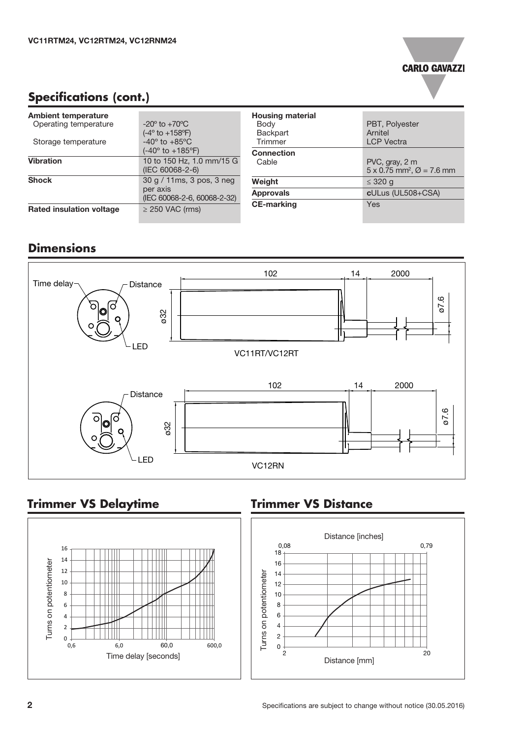## Specifications (cont.)

| | |
|---|---|
| **Ambient temperature** | |
| Operating temperature | -20° to +70°C (-4° to +158°F) |
| Storage temperature | -40° to +85°C (-40° to +185°F) |
| **Vibration** | 10 to 150 Hz, 1.0 mm/15 G (IEC 60068-2-6) |
| **Shock** | 30 g / 11ms, 3 pos, 3 neg per axis (IEC 60068-2-6, 60068-2-32) |
| **Rated insulation voltage** | ≥ 250 VAC (rms) |

| | |
|---|---|
| **Housing material** | |
| Body | PBT, Polyester |
| Backpart | Arnitel |
| Trimmer | LCP Vectra |
| **Connection** | |
| Cable | PVC, gray, 2 m $5 \times 0.75$ mm², Ø = 7.6 mm |
| **Weight** | ≤ 320 g |
| **Approvals** | **c**ULus (UL508+CSA) |
| **CE-marking** | Yes |

## Dimensions

Time delay, Distance, LED, 102, 14, 2000, ø32, ø7.6

VC11RT/VC12RT

Distance, LED, 102, 14, 2000, ø32, ø7.6

VC12RN

## Trimmer VS Delaytime

Turns on potentiometer (0–16) vs. Time delay [seconds] (0,6; 6,0; 60,0; 600,0)

## Trimmer VS Distance

Distance [inches] (0,08 – 0,79)

Turns on potentiometer (0–18) vs. Distance [mm] (2 – 20)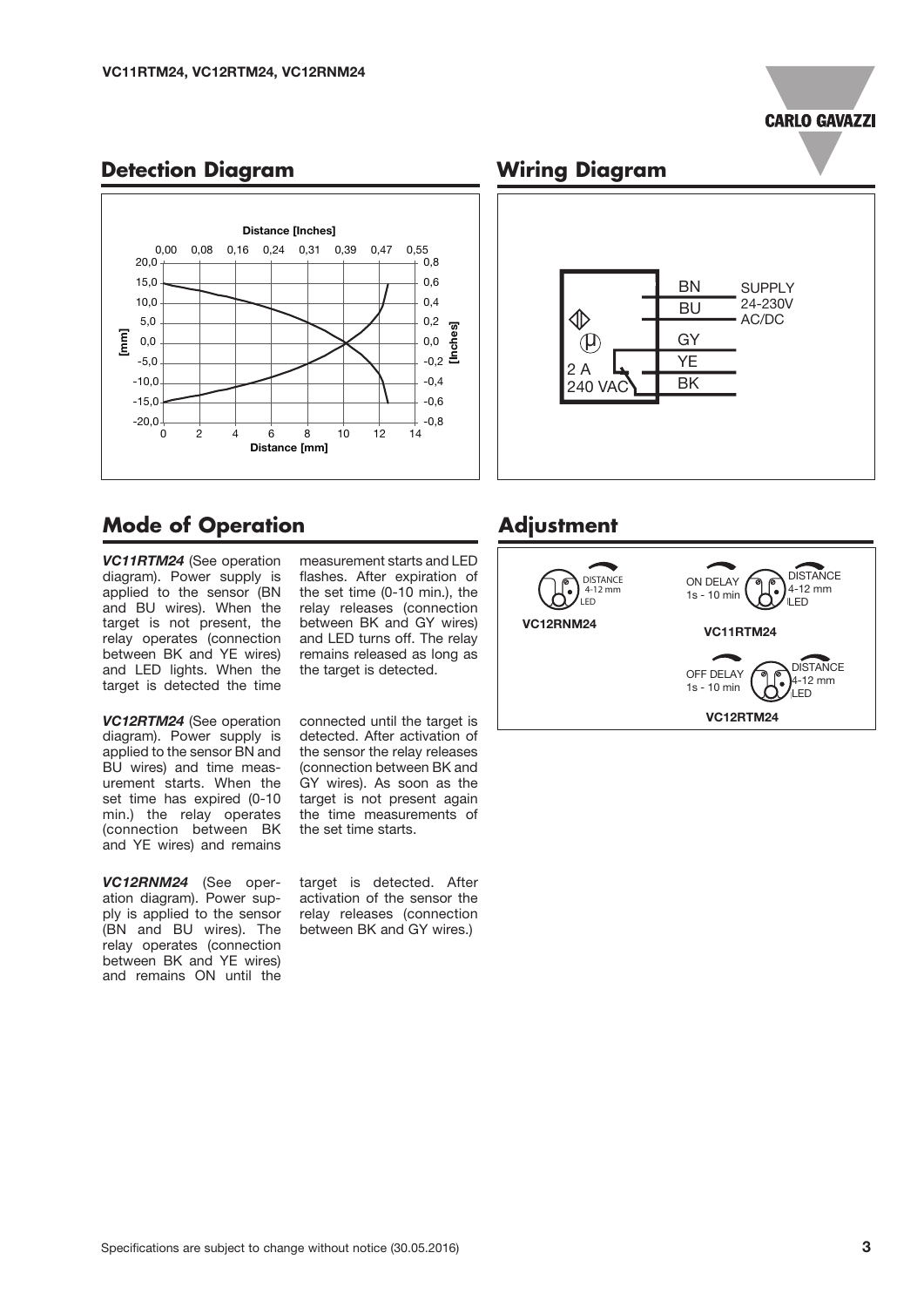## Detection Diagram

## Wiring Diagram

## Mode of Operation

***VC11RTM24*** (See operation diagram). Power supply is applied to the sensor (BN and BU wires). When the target is not present, the relay operates (connection between BK and YE wires) and LED lights. When the target is detected the time measurement starts and LED flashes. After expiration of the set time (0-10 min.), the relay releases (connection between BK and GY wires) and LED turns off. The relay remains released as long as the target is detected.

***VC12RTM24*** (See operation diagram). Power supply is applied to the sensor BN and BU wires) and time measurement starts. When the set time has expired (0-10 min.) the relay operates (connection between BK and YE wires) and remains connected until the target is detected. After activation of the sensor the relay releases (connection between BK and GY wires). As soon as the target is not present again the time measurements of the set time starts.

***VC12RNM24*** (See operation diagram). Power supply is applied to the sensor (BN and BU wires). The relay operates (connection between BK and YE wires) and remains ON until the target is detected. After activation of the sensor the relay releases (connection between BK and GY wires.)

## Adjustment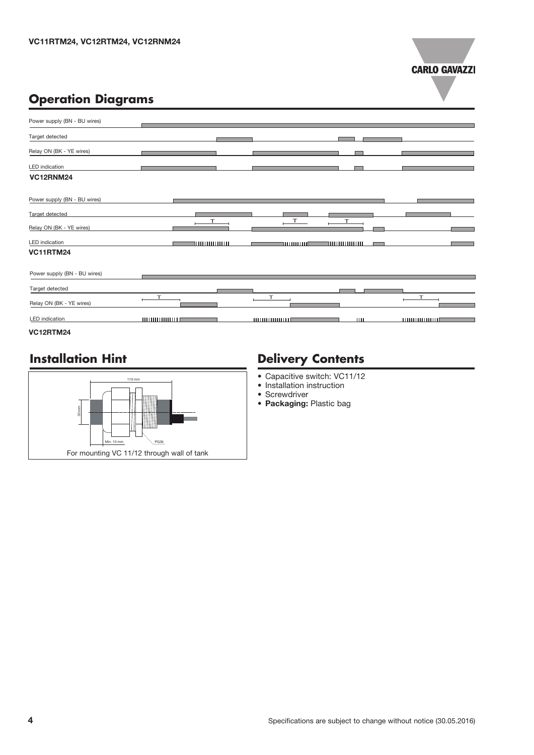## Operation Diagrams

Power supply (BN - BU wires)

Target detected

Relay ON (BK - YE wires)

LED indication

**VC12RNM24**

Power supply (BN - BU wires)

Target detected

T T T

Relay ON (BK - YE wires)

LED indication

**VC11RTM24**

Power supply (BN - BU wires)

Target detected

T T T

Relay ON (BK - YE wires)

LED indication

**VC12RTM24**

## Installation Hint

110 mm

30 mm

Min. 10 mm

PG36

For mounting VC 11/12 through wall of tank

## Delivery Contents

- Capacitive switch: VC11/12
- Installation instruction
- Screwdriver
- **Packaging:** Plastic bag

Specifications are subject to change without notice (30.05.2016)